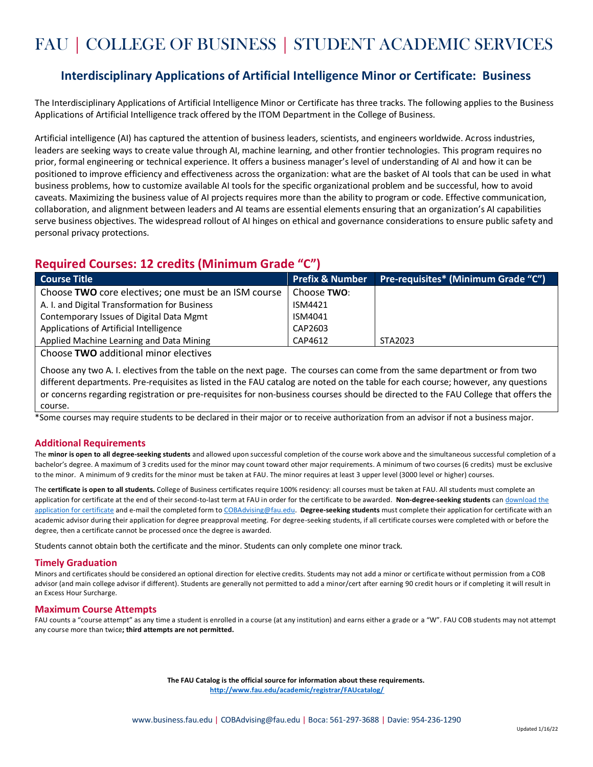# FAU | COLLEGE OF BUSINESS | STUDENT ACADEMIC SERVICES

## Interdisciplinary Applications of Artificial Intelligence Minor or Certificate: Business

The Interdisciplinary Applications of Artificial Intelligence Minor or Certificate has three tracks. The following applies to the Business Applications of Artificial Intelligence track offered by the ITOM Department in the College of Business.

Artificial intelligence (AI) has captured the attention of business leaders, scientists, and engineers worldwide. Across industries, leaders are seeking ways to create value through AI, machine learning, and other frontier technologies. This program requires no prior, formal engineering or technical experience. It offers a business manager's level of understanding of AI and how it can be positioned to improve efficiency and effectiveness across the organization: what are the basket of AI tools that can be used in what business problems, how to customize available AI tools for the specific organizational problem and be successful, how to avoid caveats. Maximizing the business value of AI projects requires more than the ability to program or code. Effective communication, collaboration, and alignment between leaders and AI teams are essential elements ensuring that an organization's AI capabilities serve business objectives. The widespread rollout of AI hinges on ethical and governance considerations to ensure public safety and personal privacy protections.

## Required Courses: 12 credits (Minimum Grade "C")

| Course Title | Prefix & Number | Pre-requisites* (Minimum Grade "C") |
|---|---|---|
| Choose **TWO** core electives; one must be an ISM course | Choose **TWO**: | |
| A. I. and Digital Transformation for Business | ISM4421 | |
| Contemporary Issues of Digital Data Mgmt | ISM4041 | |
| Applications of Artificial Intelligence | CAP2603 | |
| Applied Machine Learning and Data Mining | CAP4612 | STA2023 |
| Choose **TWO** additional minor electives | | |
| Choose any two A. I. electives from the table on the next page. The courses can come from the same department or from two different departments. Pre-requisites as listed in the FAU catalog are noted on the table for each course; however, any questions or concerns regarding registration or pre-requisites for non-business courses should be directed to the FAU College that offers the course. | | |

*Some courses may require students to be declared in their major or to receive authorization from an advisor if not a business major.

### Additional Requirements

The **minor is open to all degree-seeking students** and allowed upon successful completion of the course work above and the simultaneous successful completion of a bachelor's degree. A maximum of 3 credits used for the minor may count toward other major requirements. A minimum of two courses (6 credits) must be exclusive to the minor. A minimum of 9 credits for the minor must be taken at FAU. The minor requires at least 3 upper level (3000 level or higher) courses.

The **certificate is open to all students.** College of Business certificates require 100% residency: all courses must be taken at FAU. All students must complete an application for certificate at the end of their second-to-last term at FAU in order for the certificate to be awarded. **Non-degree-seeking students** can download the application for certificate and e-mail the completed form to COBAdvising@fau.edu. **Degree-seeking students** must complete their application for certificate with an academic advisor during their application for degree preapproval meeting. For degree-seeking students, if all certificate courses were completed with or before the degree, then a certificate cannot be processed once the degree is awarded.

Students cannot obtain both the certificate and the minor. Students can only complete one minor track.

### Timely Graduation

Minors and certificates should be considered an optional direction for elective credits. Students may not add a minor or certificate without permission from a COB advisor (and main college advisor if different). Students are generally not permitted to add a minor/cert after earning 90 credit hours or if completing it will result in an Excess Hour Surcharge.

### Maximum Course Attempts

FAU counts a "course attempt" as any time a student is enrolled in a course (at any institution) and earns either a grade or a "W". FAU COB students may not attempt any course more than twice**; third attempts are not permitted.**

**The FAU Catalog is the official source for information about these requirements.**
**http://www.fau.edu/academic/registrar/FAUcatalog/**

www.business.fau.edu | COBAdvising@fau.edu | Boca: 561-297-3688 | Davie: 954-236-1290

Updated 1/16/22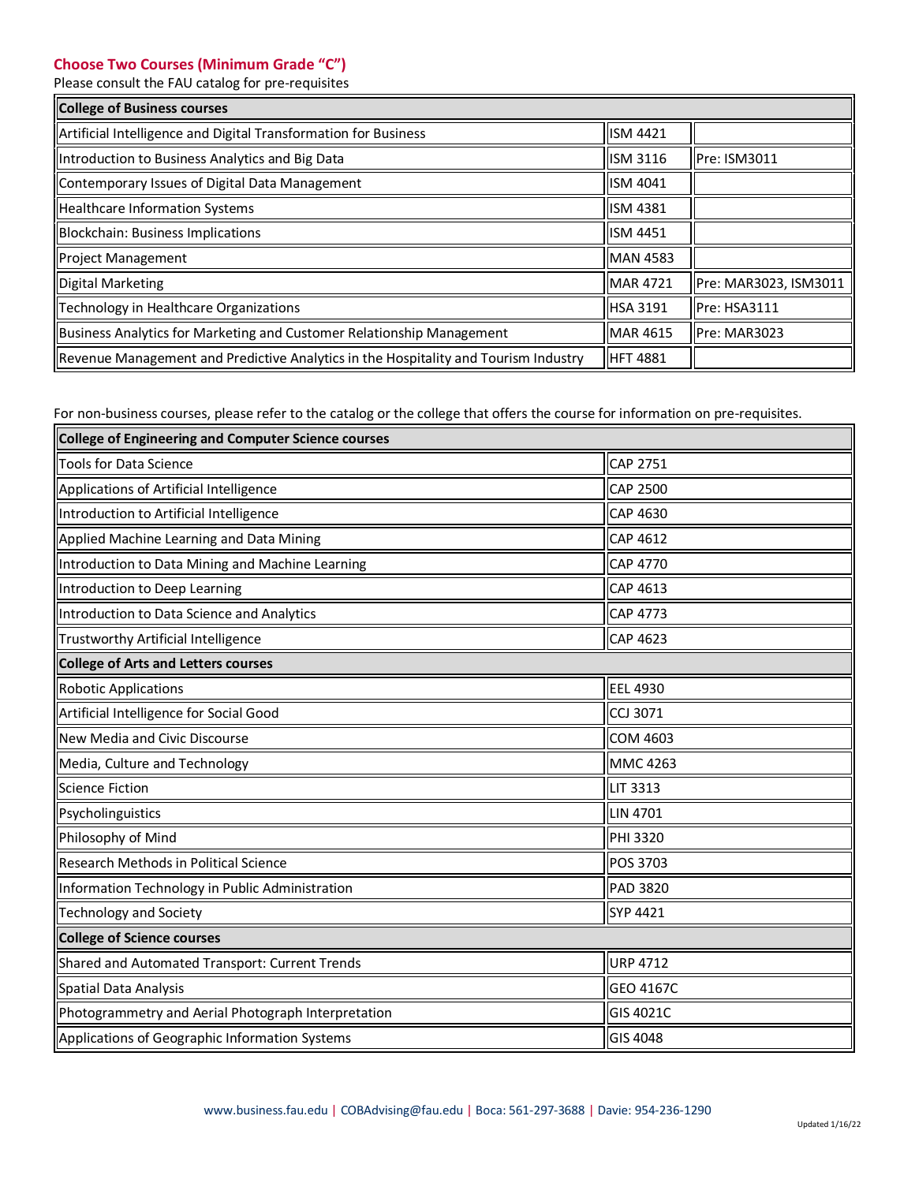### Choose Two Courses (Minimum Grade "C")

Please consult the FAU catalog for pre-requisites

| College of Business courses | | |
|---|---|---|
| Artificial Intelligence and Digital Transformation for Business | ISM 4421 | |
| Introduction to Business Analytics and Big Data | ISM 3116 | Pre: ISM3011 |
| Contemporary Issues of Digital Data Management | ISM 4041 | |
| Healthcare Information Systems | ISM 4381 | |
| Blockchain: Business Implications | ISM 4451 | |
| Project Management | MAN 4583 | |
| Digital Marketing | MAR 4721 | Pre: MAR3023, ISM3011 |
| Technology in Healthcare Organizations | HSA 3191 | Pre: HSA3111 |
| Business Analytics for Marketing and Customer Relationship Management | MAR 4615 | Pre: MAR3023 |
| Revenue Management and Predictive Analytics in the Hospitality and Tourism Industry | HFT 4881 | |

For non-business courses, please refer to the catalog or the college that offers the course for information on pre-requisites.

| College of Engineering and Computer Science courses | |
|---|---|
| Tools for Data Science | CAP 2751 |
| Applications of Artificial Intelligence | CAP 2500 |
| Introduction to Artificial Intelligence | CAP 4630 |
| Applied Machine Learning and Data Mining | CAP 4612 |
| Introduction to Data Mining and Machine Learning | CAP 4770 |
| Introduction to Deep Learning | CAP 4613 |
| Introduction to Data Science and Analytics | CAP 4773 |
| Trustworthy Artificial Intelligence | CAP 4623 |
| **College of Arts and Letters courses** | |
| Robotic Applications | EEL 4930 |
| Artificial Intelligence for Social Good | CCJ 3071 |
| New Media and Civic Discourse | COM 4603 |
| Media, Culture and Technology | MMC 4263 |
| Science Fiction | LIT 3313 |
| Psycholinguistics | LIN 4701 |
| Philosophy of Mind | PHI 3320 |
| Research Methods in Political Science | POS 3703 |
| Information Technology in Public Administration | PAD 3820 |
| Technology and Society | SYP 4421 |
| **College of Science courses** | |
| Shared and Automated Transport: Current Trends | URP 4712 |
| Spatial Data Analysis | GEO 4167C |
| Photogrammetry and Aerial Photograph Interpretation | GIS 4021C |
| Applications of Geographic Information Systems | GIS 4048 |

www.business.fau.edu | COBAdvising@fau.edu | Boca: 561-297-3688 | Davie: 954-236-1290

Updated 1/16/22